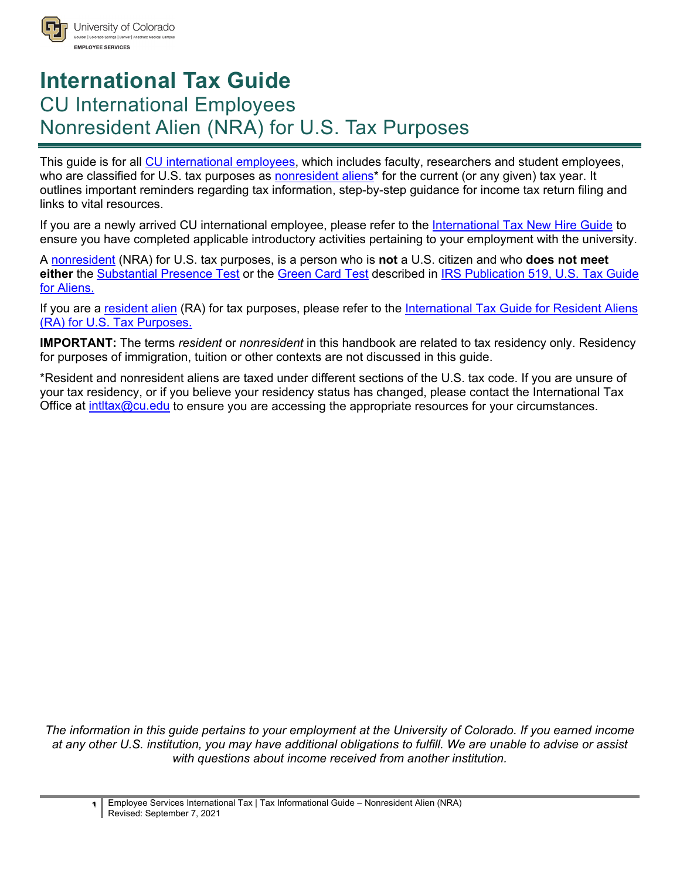# International Tax Guide

## CU International Employees

## Nonresident Alien (NRA) for U.S. Tax Purposes

This guide is for all CU international employees, which includes faculty, researchers and student employees, who are classified for U.S. tax purposes as nonresident aliens* for the current (or any given) tax year. It outlines important reminders regarding tax information, step-by-step guidance for income tax return filing and links to vital resources.

If you are a newly arrived CU international employee, please refer to the International Tax New Hire Guide to ensure you have completed applicable introductory activities pertaining to your employment with the university.

A nonresident (NRA) for U.S. tax purposes, is a person who is **not** a U.S. citizen and who **does not meet either** the Substantial Presence Test or the Green Card Test described in IRS Publication 519, U.S. Tax Guide for Aliens.

If you are a resident alien (RA) for tax purposes, please refer to the International Tax Guide for Resident Aliens (RA) for U.S. Tax Purposes.

**IMPORTANT:** The terms *resident* or *nonresident* in this handbook are related to tax residency only. Residency for purposes of immigration, tuition or other contexts are not discussed in this guide.

*Resident and nonresident aliens are taxed under different sections of the U.S. tax code. If you are unsure of your tax residency, or if you believe your residency status has changed, please contact the International Tax Office at intltax@cu.edu to ensure you are accessing the appropriate resources for your circumstances.

*The information in this guide pertains to your employment at the University of Colorado. If you earned income at any other U.S. institution, you may have additional obligations to fulfill. We are unable to advise or assist with questions about income received from another institution.*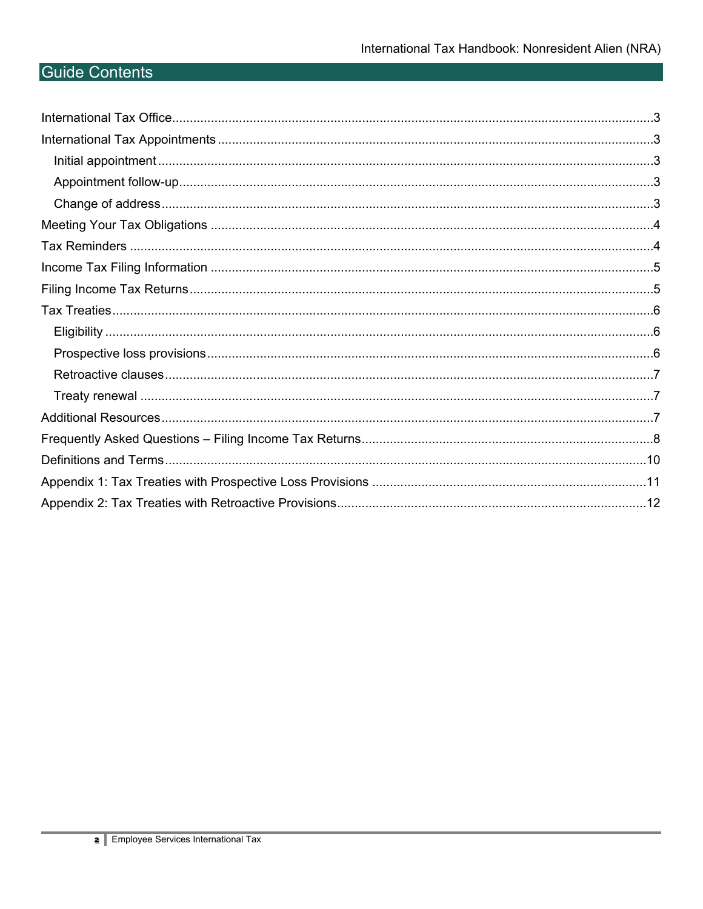## Guide Contents

- International Tax Office......3
- International Tax Appointments......3
  - Initial appointment......3
  - Appointment follow-up......3
  - Change of address......3
- Meeting Your Tax Obligations......4
- Tax Reminders......4
- Income Tax Filing Information......5
- Filing Income Tax Returns......5
- Tax Treaties......6
  - Eligibility......6
  - Prospective loss provisions......6
  - Retroactive clauses......7
  - Treaty renewal......7
- Additional Resources......7
- Frequently Asked Questions – Filing Income Tax Returns......8
- Definitions and Terms......10
- Appendix 1: Tax Treaties with Prospective Loss Provisions......11
- Appendix 2: Tax Treaties with Retroactive Provisions......12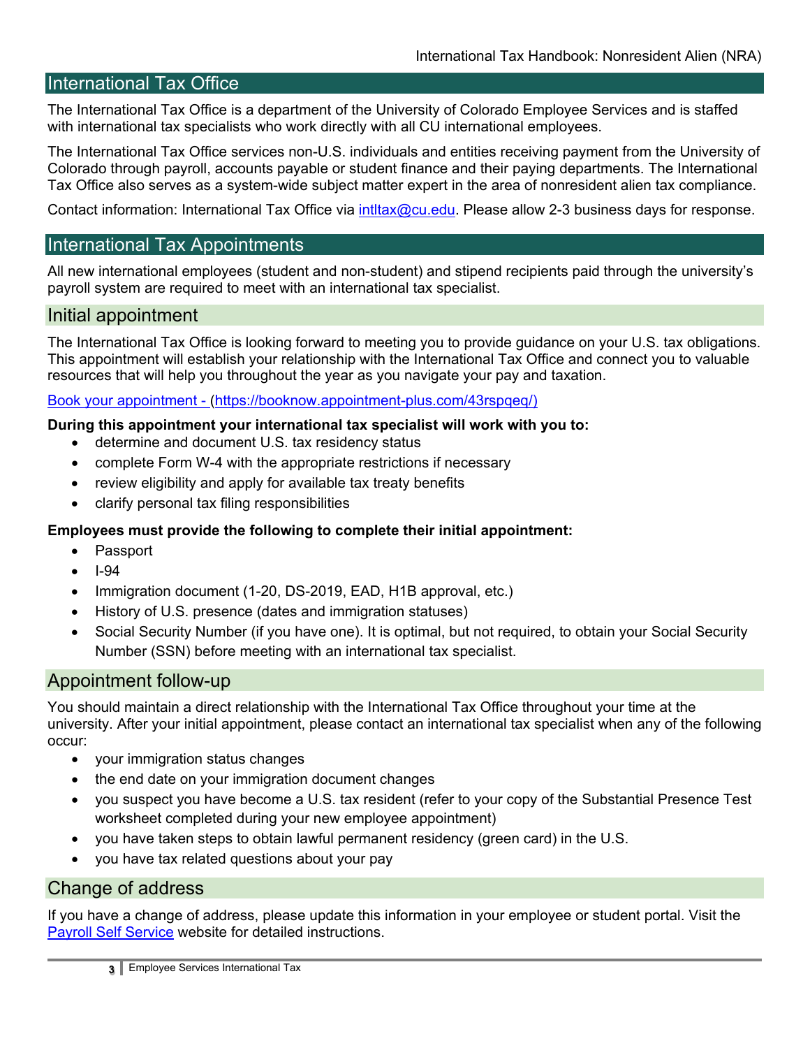## International Tax Office

The International Tax Office is a department of the University of Colorado Employee Services and is staffed with international tax specialists who work directly with all CU international employees.

The International Tax Office services non-U.S. individuals and entities receiving payment from the University of Colorado through payroll, accounts payable or student finance and their paying departments. The International Tax Office also serves as a system-wide subject matter expert in the area of nonresident alien tax compliance.

Contact information: International Tax Office via [intltax@cu.edu](mailto:intltax@cu.edu). Please allow 2-3 business days for response.

## International Tax Appointments

All new international employees (student and non-student) and stipend recipients paid through the university's payroll system are required to meet with an international tax specialist.

### Initial appointment

The International Tax Office is looking forward to meeting you to provide guidance on your U.S. tax obligations. This appointment will establish your relationship with the International Tax Office and connect you to valuable resources that will help you throughout the year as you navigate your pay and taxation.

[Book your appointment - (https://booknow.appointment-plus.com/43rspqeq/)](https://booknow.appointment-plus.com/43rspqeq/)

**During this appointment your international tax specialist will work with you to:**

- determine and document U.S. tax residency status
- complete Form W-4 with the appropriate restrictions if necessary
- review eligibility and apply for available tax treaty benefits
- clarify personal tax filing responsibilities

**Employees must provide the following to complete their initial appointment:**

- Passport
- I-94
- Immigration document (1-20, DS-2019, EAD, H1B approval, etc.)
- History of U.S. presence (dates and immigration statuses)
- Social Security Number (if you have one). It is optimal, but not required, to obtain your Social Security Number (SSN) before meeting with an international tax specialist.

### Appointment follow-up

You should maintain a direct relationship with the International Tax Office throughout your time at the university. After your initial appointment, please contact an international tax specialist when any of the following occur:

- your immigration status changes
- the end date on your immigration document changes
- you suspect you have become a U.S. tax resident (refer to your copy of the Substantial Presence Test worksheet completed during your new employee appointment)
- you have taken steps to obtain lawful permanent residency (green card) in the U.S.
- you have tax related questions about your pay

### Change of address

If you have a change of address, please update this information in your employee or student portal. Visit the Payroll Self Service website for detailed instructions.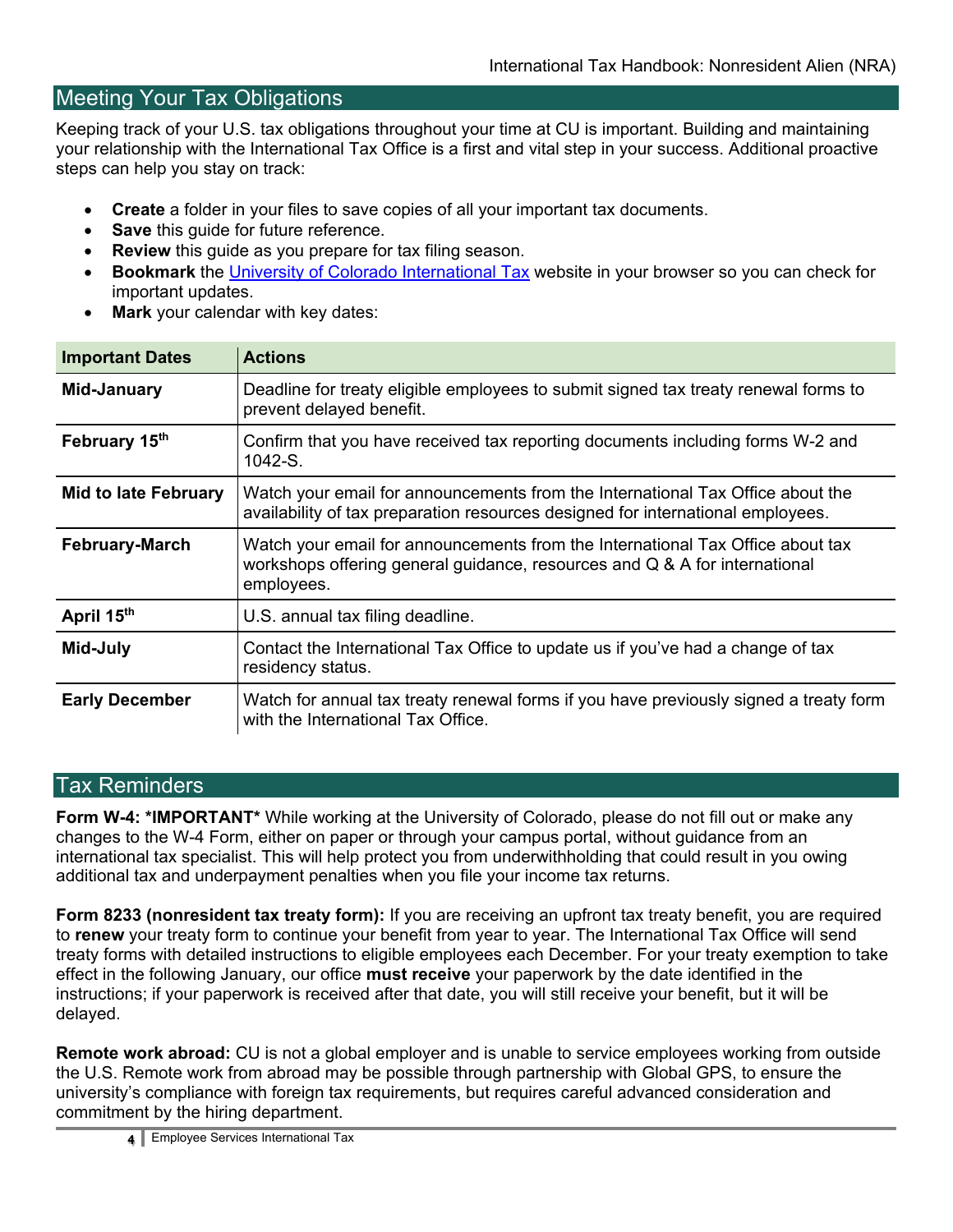## Meeting Your Tax Obligations

Keeping track of your U.S. tax obligations throughout your time at CU is important. Building and maintaining your relationship with the International Tax Office is a first and vital step in your success. Additional proactive steps can help you stay on track:

- **Create** a folder in your files to save copies of all your important tax documents.
- **Save** this guide for future reference.
- **Review** this guide as you prepare for tax filing season.
- **Bookmark** the University of Colorado International Tax website in your browser so you can check for important updates.
- **Mark** your calendar with key dates:

| Important Dates | Actions |
|---|---|
| **Mid-January** | Deadline for treaty eligible employees to submit signed tax treaty renewal forms to prevent delayed benefit. |
| **February 15th** | Confirm that you have received tax reporting documents including forms W-2 and 1042-S. |
| **Mid to late February** | Watch your email for announcements from the International Tax Office about the availability of tax preparation resources designed for international employees. |
| **February-March** | Watch your email for announcements from the International Tax Office about tax workshops offering general guidance, resources and Q & A for international employees. |
| **April 15th** | U.S. annual tax filing deadline. |
| **Mid-July** | Contact the International Tax Office to update us if you've had a change of tax residency status. |
| **Early December** | Watch for annual tax treaty renewal forms if you have previously signed a treaty form with the International Tax Office. |

## Tax Reminders

**Form W-4: *IMPORTANT*** While working at the University of Colorado, please do not fill out or make any changes to the W-4 Form, either on paper or through your campus portal, without guidance from an international tax specialist. This will help protect you from underwithholding that could result in you owing additional tax and underpayment penalties when you file your income tax returns.

**Form 8233 (nonresident tax treaty form):** If you are receiving an upfront tax treaty benefit, you are required to **renew** your treaty form to continue your benefit from year to year. The International Tax Office will send treaty forms with detailed instructions to eligible employees each December. For your treaty exemption to take effect in the following January, our office **must receive** your paperwork by the date identified in the instructions; if your paperwork is received after that date, you will still receive your benefit, but it will be delayed.

**Remote work abroad:** CU is not a global employer and is unable to service employees working from outside the U.S. Remote work from abroad may be possible through partnership with Global GPS, to ensure the university's compliance with foreign tax requirements, but requires careful advanced consideration and commitment by the hiring department.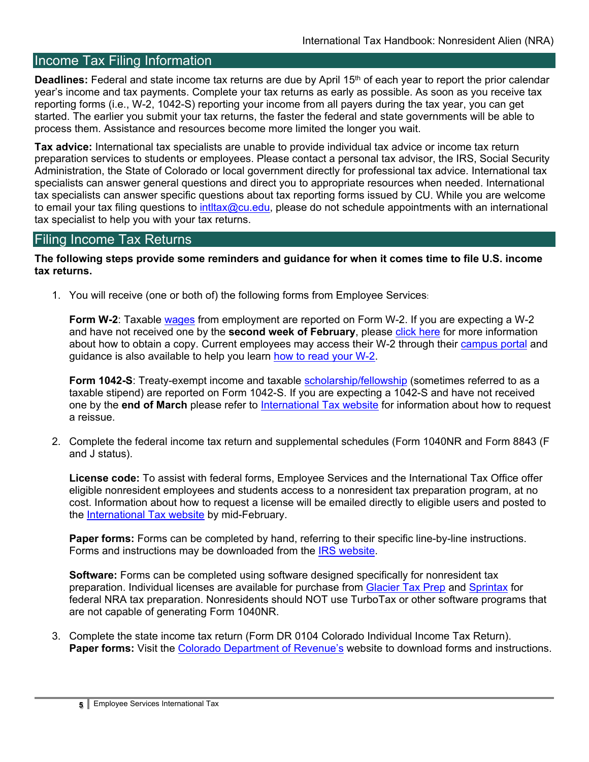## Income Tax Filing Information

**Deadlines:** Federal and state income tax returns are due by April 15th of each year to report the prior calendar year's income and tax payments. Complete your tax returns as early as possible. As soon as you receive tax reporting forms (i.e., W-2, 1042-S) reporting your income from all payers during the tax year, you can get started. The earlier you submit your tax returns, the faster the federal and state governments will be able to process them. Assistance and resources become more limited the longer you wait.

**Tax advice:** International tax specialists are unable to provide individual tax advice or income tax return preparation services to students or employees. Please contact a personal tax advisor, the IRS, Social Security Administration, the State of Colorado or local government directly for professional tax advice. International tax specialists can answer general questions and direct you to appropriate resources when needed. International tax specialists can answer specific questions about tax reporting forms issued by CU. While you are welcome to email your tax filing questions to intltax@cu.edu, please do not schedule appointments with an international tax specialist to help you with your tax returns.

## Filing Income Tax Returns

**The following steps provide some reminders and guidance for when it comes time to file U.S. income tax returns.**

1. You will receive (one or both of) the following forms from Employee Services:

   **Form W-2**: Taxable wages from employment are reported on Form W-2. If you are expecting a W-2 and have not received one by the **second week of February**, please click here for more information about how to obtain a copy. Current employees may access their W-2 through their campus portal and guidance is also available to help you learn how to read your W-2.

   **Form 1042-S**: Treaty-exempt income and taxable scholarship/fellowship (sometimes referred to as a taxable stipend) are reported on Form 1042-S. If you are expecting a 1042-S and have not received one by the **end of March** please refer to International Tax website for information about how to request a reissue.

2. Complete the federal income tax return and supplemental schedules (Form 1040NR and Form 8843 (F and J status).

   **License code:** To assist with federal forms, Employee Services and the International Tax Office offer eligible nonresident employees and students access to a nonresident tax preparation program, at no cost. Information about how to request a license will be emailed directly to eligible users and posted to the International Tax website by mid-February.

   **Paper forms:** Forms can be completed by hand, referring to their specific line-by-line instructions. Forms and instructions may be downloaded from the IRS website.

   **Software:** Forms can be completed using software designed specifically for nonresident tax preparation. Individual licenses are available for purchase from Glacier Tax Prep and Sprintax for federal NRA tax preparation. Nonresidents should NOT use TurboTax or other software programs that are not capable of generating Form 1040NR.

3. Complete the state income tax return (Form DR 0104 Colorado Individual Income Tax Return).
   **Paper forms:** Visit the Colorado Department of Revenue's website to download forms and instructions.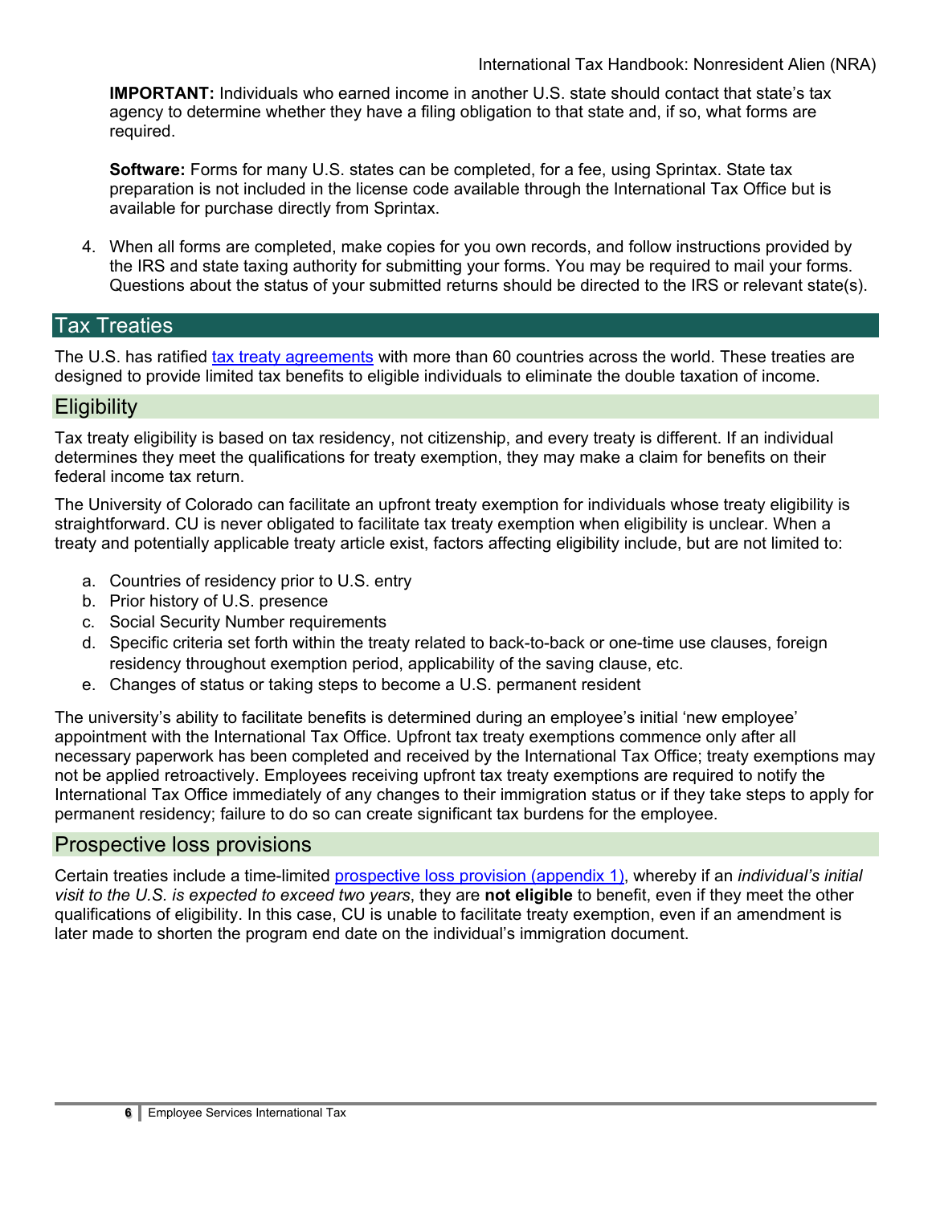**IMPORTANT:** Individuals who earned income in another U.S. state should contact that state's tax agency to determine whether they have a filing obligation to that state and, if so, what forms are required.

**Software:** Forms for many U.S. states can be completed, for a fee, using Sprintax. State tax preparation is not included in the license code available through the International Tax Office but is available for purchase directly from Sprintax.

4. When all forms are completed, make copies for you own records, and follow instructions provided by the IRS and state taxing authority for submitting your forms. You may be required to mail your forms. Questions about the status of your submitted returns should be directed to the IRS or relevant state(s).

## Tax Treaties

The U.S. has ratified tax treaty agreements with more than 60 countries across the world. These treaties are designed to provide limited tax benefits to eligible individuals to eliminate the double taxation of income.

### Eligibility

Tax treaty eligibility is based on tax residency, not citizenship, and every treaty is different. If an individual determines they meet the qualifications for treaty exemption, they may make a claim for benefits on their federal income tax return.

The University of Colorado can facilitate an upfront treaty exemption for individuals whose treaty eligibility is straightforward. CU is never obligated to facilitate tax treaty exemption when eligibility is unclear. When a treaty and potentially applicable treaty article exist, factors affecting eligibility include, but are not limited to:

a. Countries of residency prior to U.S. entry
b. Prior history of U.S. presence
c. Social Security Number requirements
d. Specific criteria set forth within the treaty related to back-to-back or one-time use clauses, foreign residency throughout exemption period, applicability of the saving clause, etc.
e. Changes of status or taking steps to become a U.S. permanent resident

The university's ability to facilitate benefits is determined during an employee's initial 'new employee' appointment with the International Tax Office. Upfront tax treaty exemptions commence only after all necessary paperwork has been completed and received by the International Tax Office; treaty exemptions may not be applied retroactively. Employees receiving upfront tax treaty exemptions are required to notify the International Tax Office immediately of any changes to their immigration status or if they take steps to apply for permanent residency; failure to do so can create significant tax burdens for the employee.

### Prospective loss provisions

Certain treaties include a time-limited prospective loss provision (appendix 1), whereby if an *individual's initial visit to the U.S. is expected to exceed two years*, they are **not eligible** to benefit, even if they meet the other qualifications of eligibility. In this case, CU is unable to facilitate treaty exemption, even if an amendment is later made to shorten the program end date on the individual's immigration document.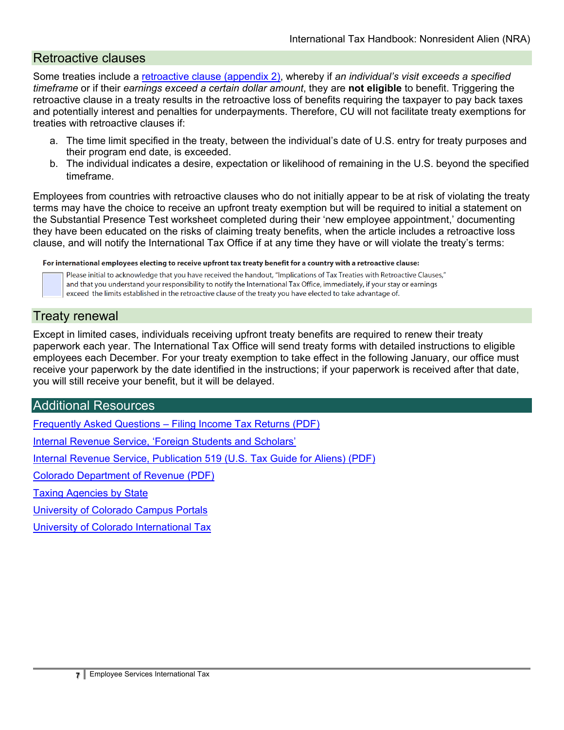## Retroactive clauses

Some treaties include a retroactive clause (appendix 2), whereby if *an individual's visit exceeds a specified timeframe* or if their *earnings exceed a certain dollar amount*, they are **not eligible** to benefit. Triggering the retroactive clause in a treaty results in the retroactive loss of benefits requiring the taxpayer to pay back taxes and potentially interest and penalties for underpayments. Therefore, CU will not facilitate treaty exemptions for treaties with retroactive clauses if:

a. The time limit specified in the treaty, between the individual's date of U.S. entry for treaty purposes and their program end date, is exceeded.
b. The individual indicates a desire, expectation or likelihood of remaining in the U.S. beyond the specified timeframe.

Employees from countries with retroactive clauses who do not initially appear to be at risk of violating the treaty terms may have the choice to receive an upfront treaty exemption but will be required to initial a statement on the Substantial Presence Test worksheet completed during their 'new employee appointment,' documenting they have been educated on the risks of claiming treaty benefits, when the article includes a retroactive loss clause, and will notify the International Tax Office if at any time they have or will violate the treaty's terms:

**For international employees electing to receive upfront tax treaty benefit for a country with a retroactive clause:**

☐ Please initial to acknowledge that you have received the handout, "Implications of Tax Treaties with Retroactive Clauses," and that you understand your responsibility to notify the International Tax Office, immediately, if your stay or earnings exceed the limits established in the retroactive clause of the treaty you have elected to take advantage of.

## Treaty renewal

Except in limited cases, individuals receiving upfront treaty benefits are required to renew their treaty paperwork each year. The International Tax Office will send treaty forms with detailed instructions to eligible employees each December. For your treaty exemption to take effect in the following January, our office must receive your paperwork by the date identified in the instructions; if your paperwork is received after that date, you will still receive your benefit, but it will be delayed.

## Additional Resources

Frequently Asked Questions – Filing Income Tax Returns (PDF)

Internal Revenue Service, 'Foreign Students and Scholars'

Internal Revenue Service, Publication 519 (U.S. Tax Guide for Aliens) (PDF)

Colorado Department of Revenue (PDF)

Taxing Agencies by State

University of Colorado Campus Portals

University of Colorado International Tax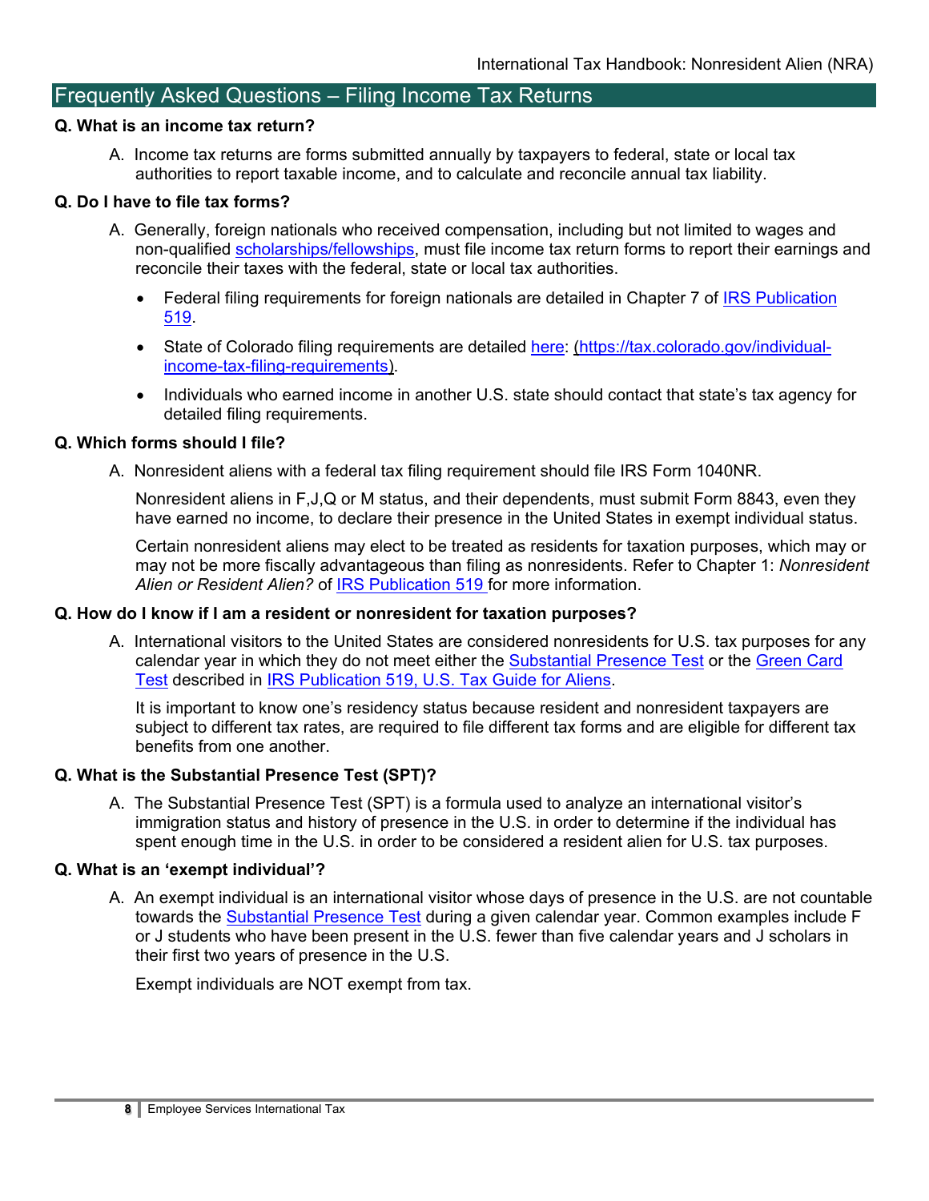## Frequently Asked Questions – Filing Income Tax Returns

**Q. What is an income tax return?**

A. Income tax returns are forms submitted annually by taxpayers to federal, state or local tax authorities to report taxable income, and to calculate and reconcile annual tax liability.

**Q. Do I have to file tax forms?**

A. Generally, foreign nationals who received compensation, including but not limited to wages and non-qualified scholarships/fellowships, must file income tax return forms to report their earnings and reconcile their taxes with the federal, state or local tax authorities.

- Federal filing requirements for foreign nationals are detailed in Chapter 7 of IRS Publication 519.
- State of Colorado filing requirements are detailed here: (https://tax.colorado.gov/individual-income-tax-filing-requirements).
- Individuals who earned income in another U.S. state should contact that state's tax agency for detailed filing requirements.

**Q. Which forms should I file?**

A. Nonresident aliens with a federal tax filing requirement should file IRS Form 1040NR.

Nonresident aliens in F,J,Q or M status, and their dependents, must submit Form 8843, even they have earned no income, to declare their presence in the United States in exempt individual status.

Certain nonresident aliens may elect to be treated as residents for taxation purposes, which may or may not be more fiscally advantageous than filing as nonresidents. Refer to Chapter 1: *Nonresident Alien or Resident Alien?* of IRS Publication 519 for more information.

**Q. How do I know if I am a resident or nonresident for taxation purposes?**

A. International visitors to the United States are considered nonresidents for U.S. tax purposes for any calendar year in which they do not meet either the Substantial Presence Test or the Green Card Test described in IRS Publication 519, U.S. Tax Guide for Aliens.

It is important to know one's residency status because resident and nonresident taxpayers are subject to different tax rates, are required to file different tax forms and are eligible for different tax benefits from one another.

**Q. What is the Substantial Presence Test (SPT)?**

A. The Substantial Presence Test (SPT) is a formula used to analyze an international visitor's immigration status and history of presence in the U.S. in order to determine if the individual has spent enough time in the U.S. in order to be considered a resident alien for U.S. tax purposes.

**Q. What is an 'exempt individual'?**

A. An exempt individual is an international visitor whose days of presence in the U.S. are not countable towards the Substantial Presence Test during a given calendar year. Common examples include F or J students who have been present in the U.S. fewer than five calendar years and J scholars in their first two years of presence in the U.S.

Exempt individuals are NOT exempt from tax.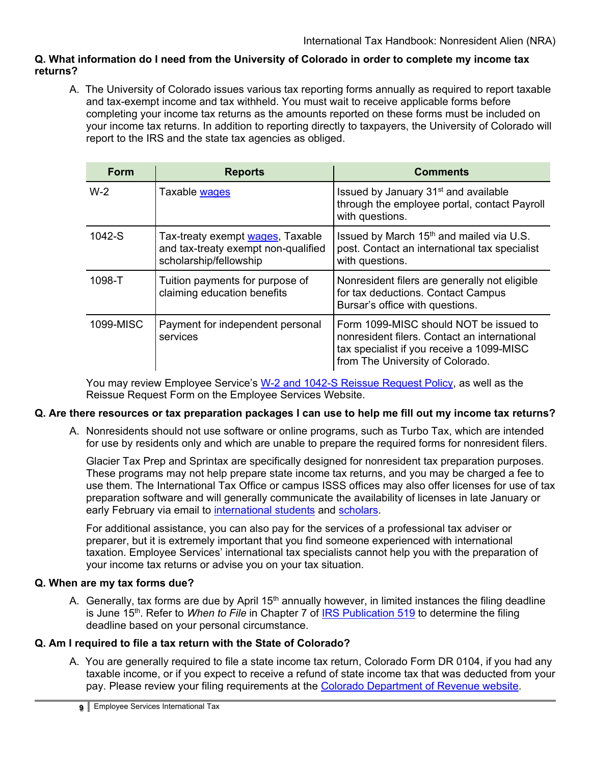**Q. What information do I need from the University of Colorado in order to complete my income tax returns?**

A. The University of Colorado issues various tax reporting forms annually as required to report taxable and tax-exempt income and tax withheld. You must wait to receive applicable forms before completing your income tax returns as the amounts reported on these forms must be included on your income tax returns. In addition to reporting directly to taxpayers, the University of Colorado will report to the IRS and the state tax agencies as obliged.

| Form | Reports | Comments |
|---|---|---|
| W-2 | Taxable wages | Issued by January 31st and available through the employee portal, contact Payroll with questions. |
| 1042-S | Tax-treaty exempt wages, Taxable and tax-treaty exempt non-qualified scholarship/fellowship | Issued by March 15th and mailed via U.S. post. Contact an international tax specialist with questions. |
| 1098-T | Tuition payments for purpose of claiming education benefits | Nonresident filers are generally not eligible for tax deductions. Contact Campus Bursar's office with questions. |
| 1099-MISC | Payment for independent personal services | Form 1099-MISC should NOT be issued to nonresident filers. Contact an international tax specialist if you receive a 1099-MISC from The University of Colorado. |

You may review Employee Service's W-2 and 1042-S Reissue Request Policy, as well as the Reissue Request Form on the Employee Services Website.

**Q. Are there resources or tax preparation packages I can use to help me fill out my income tax returns?**

A. Nonresidents should not use software or online programs, such as Turbo Tax, which are intended for use by residents only and which are unable to prepare the required forms for nonresident filers.

Glacier Tax Prep and Sprintax are specifically designed for nonresident tax preparation purposes. These programs may not help prepare state income tax returns, and you may be charged a fee to use them. The International Tax Office or campus ISSS offices may also offer licenses for use of tax preparation software and will generally communicate the availability of licenses in late January or early February via email to international students and scholars.

For additional assistance, you can also pay for the services of a professional tax adviser or preparer, but it is extremely important that you find someone experienced with international taxation. Employee Services' international tax specialists cannot help you with the preparation of your income tax returns or advise you on your tax situation.

**Q. When are my tax forms due?**

A. Generally, tax forms are due by April 15th annually however, in limited instances the filing deadline is June 15th. Refer to *When to File* in Chapter 7 of IRS Publication 519 to determine the filing deadline based on your personal circumstance.

**Q. Am I required to file a tax return with the State of Colorado?**

A. You are generally required to file a state income tax return, Colorado Form DR 0104, if you had any taxable income, or if you expect to receive a refund of state income tax that was deducted from your pay. Please review your filing requirements at the Colorado Department of Revenue website.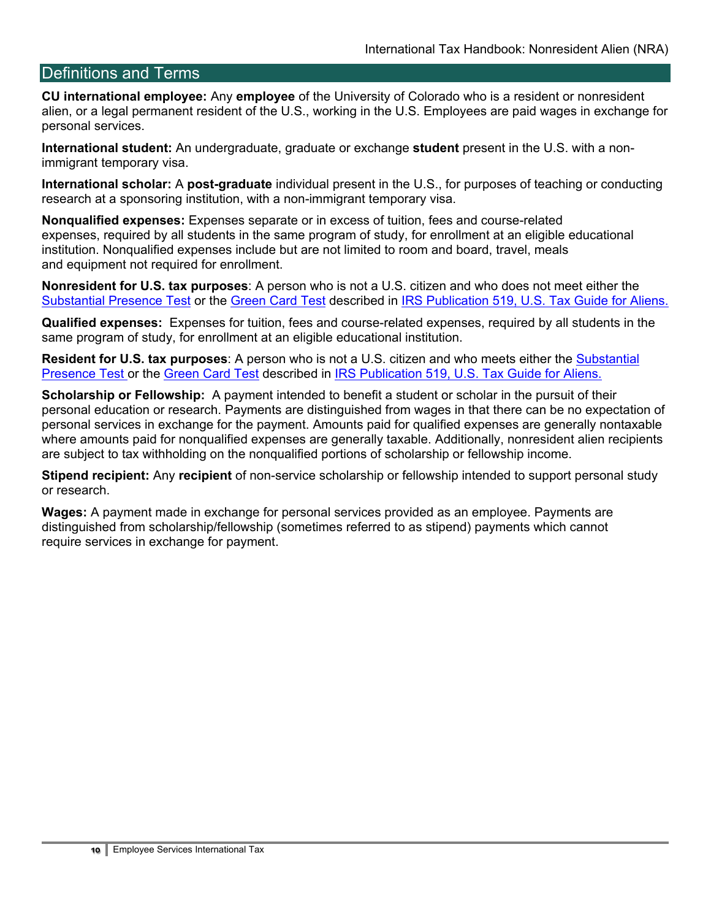## Definitions and Terms

**CU international employee:** Any **employee** of the University of Colorado who is a resident or nonresident alien, or a legal permanent resident of the U.S., working in the U.S. Employees are paid wages in exchange for personal services.

**International student:** An undergraduate, graduate or exchange **student** present in the U.S. with a non-immigrant temporary visa.

**International scholar:** A **post-graduate** individual present in the U.S., for purposes of teaching or conducting research at a sponsoring institution, with a non-immigrant temporary visa.

**Nonqualified expenses:** Expenses separate or in excess of tuition, fees and course-related expenses, required by all students in the same program of study, for enrollment at an eligible educational institution. Nonqualified expenses include but are not limited to room and board, travel, meals and equipment not required for enrollment.

**Nonresident for U.S. tax purposes**: A person who is not a U.S. citizen and who does not meet either the Substantial Presence Test or the Green Card Test described in IRS Publication 519, U.S. Tax Guide for Aliens.

**Qualified expenses:** Expenses for tuition, fees and course-related expenses, required by all students in the same program of study, for enrollment at an eligible educational institution.

**Resident for U.S. tax purposes**: A person who is not a U.S. citizen and who meets either the Substantial Presence Test or the Green Card Test described in IRS Publication 519, U.S. Tax Guide for Aliens.

**Scholarship or Fellowship:** A payment intended to benefit a student or scholar in the pursuit of their personal education or research. Payments are distinguished from wages in that there can be no expectation of personal services in exchange for the payment. Amounts paid for qualified expenses are generally nontaxable where amounts paid for nonqualified expenses are generally taxable. Additionally, nonresident alien recipients are subject to tax withholding on the nonqualified portions of scholarship or fellowship income.

**Stipend recipient:** Any **recipient** of non-service scholarship or fellowship intended to support personal study or research.

**Wages:** A payment made in exchange for personal services provided as an employee. Payments are distinguished from scholarship/fellowship (sometimes referred to as stipend) payments which cannot require services in exchange for payment.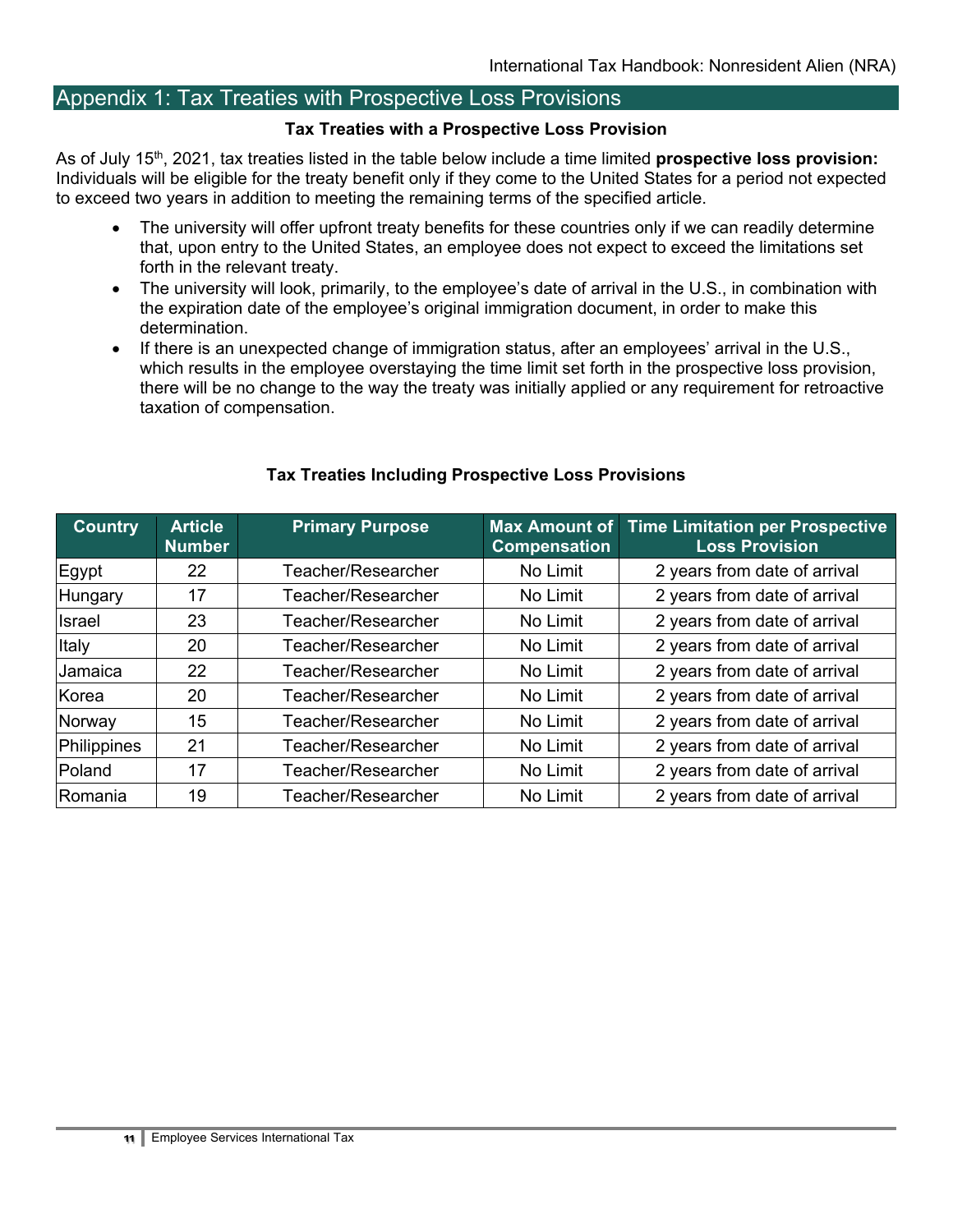## Appendix 1: Tax Treaties with Prospective Loss Provisions

**Tax Treaties with a Prospective Loss Provision**

As of July 15th, 2021, tax treaties listed in the table below include a time limited **prospective loss provision:** Individuals will be eligible for the treaty benefit only if they come to the United States for a period not expected to exceed two years in addition to meeting the remaining terms of the specified article.

- The university will offer upfront treaty benefits for these countries only if we can readily determine that, upon entry to the United States, an employee does not expect to exceed the limitations set forth in the relevant treaty.
- The university will look, primarily, to the employee's date of arrival in the U.S., in combination with the expiration date of the employee's original immigration document, in order to make this determination.
- If there is an unexpected change of immigration status, after an employees' arrival in the U.S., which results in the employee overstaying the time limit set forth in the prospective loss provision, there will be no change to the way the treaty was initially applied or any requirement for retroactive taxation of compensation.

**Tax Treaties Including Prospective Loss Provisions**

| Country | Article Number | Primary Purpose | Max Amount of Compensation | Time Limitation per Prospective Loss Provision |
|---|---|---|---|---|
| Egypt | 22 | Teacher/Researcher | No Limit | 2 years from date of arrival |
| Hungary | 17 | Teacher/Researcher | No Limit | 2 years from date of arrival |
| Israel | 23 | Teacher/Researcher | No Limit | 2 years from date of arrival |
| Italy | 20 | Teacher/Researcher | No Limit | 2 years from date of arrival |
| Jamaica | 22 | Teacher/Researcher | No Limit | 2 years from date of arrival |
| Korea | 20 | Teacher/Researcher | No Limit | 2 years from date of arrival |
| Norway | 15 | Teacher/Researcher | No Limit | 2 years from date of arrival |
| Philippines | 21 | Teacher/Researcher | No Limit | 2 years from date of arrival |
| Poland | 17 | Teacher/Researcher | No Limit | 2 years from date of arrival |
| Romania | 19 | Teacher/Researcher | No Limit | 2 years from date of arrival |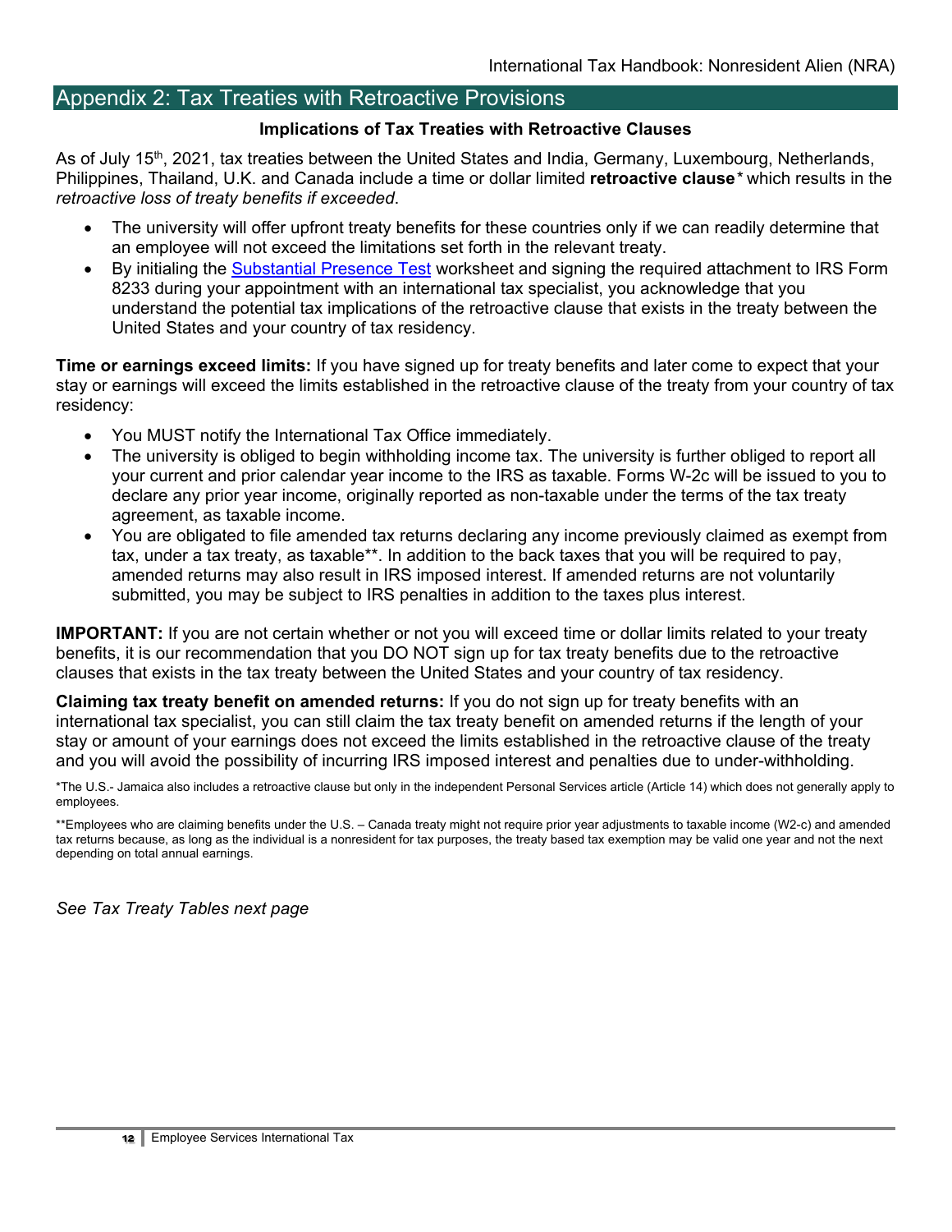## Appendix 2: Tax Treaties with Retroactive Provisions

### Implications of Tax Treaties with Retroactive Clauses

As of July 15th, 2021, tax treaties between the United States and India, Germany, Luxembourg, Netherlands, Philippines, Thailand, U.K. and Canada include a time or dollar limited **retroactive clause*** which results in the *retroactive loss of treaty benefits if exceeded*.

- The university will offer upfront treaty benefits for these countries only if we can readily determine that an employee will not exceed the limitations set forth in the relevant treaty.
- By initialing the Substantial Presence Test worksheet and signing the required attachment to IRS Form 8233 during your appointment with an international tax specialist, you acknowledge that you understand the potential tax implications of the retroactive clause that exists in the treaty between the United States and your country of tax residency.

**Time or earnings exceed limits:** If you have signed up for treaty benefits and later come to expect that your stay or earnings will exceed the limits established in the retroactive clause of the treaty from your country of tax residency:

- You MUST notify the International Tax Office immediately.
- The university is obliged to begin withholding income tax. The university is further obliged to report all your current and prior calendar year income to the IRS as taxable. Forms W-2c will be issued to you to declare any prior year income, originally reported as non-taxable under the terms of the tax treaty agreement, as taxable income.
- You are obligated to file amended tax returns declaring any income previously claimed as exempt from tax, under a tax treaty, as taxable**. In addition to the back taxes that you will be required to pay, amended returns may also result in IRS imposed interest. If amended returns are not voluntarily submitted, you may be subject to IRS penalties in addition to the taxes plus interest.

**IMPORTANT:** If you are not certain whether or not you will exceed time or dollar limits related to your treaty benefits, it is our recommendation that you DO NOT sign up for tax treaty benefits due to the retroactive clauses that exists in the tax treaty between the United States and your country of tax residency.

**Claiming tax treaty benefit on amended returns:** If you do not sign up for treaty benefits with an international tax specialist, you can still claim the tax treaty benefit on amended returns if the length of your stay or amount of your earnings does not exceed the limits established in the retroactive clause of the treaty and you will avoid the possibility of incurring IRS imposed interest and penalties due to under-withholding.

*The U.S.- Jamaica also includes a retroactive clause but only in the independent Personal Services article (Article 14) which does not generally apply to employees.

**Employees who are claiming benefits under the U.S. – Canada treaty might not require prior year adjustments to taxable income (W2-c) and amended tax returns because, as long as the individual is a nonresident for tax purposes, the treaty based tax exemption may be valid one year and not the next depending on total annual earnings.

*See Tax Treaty Tables next page*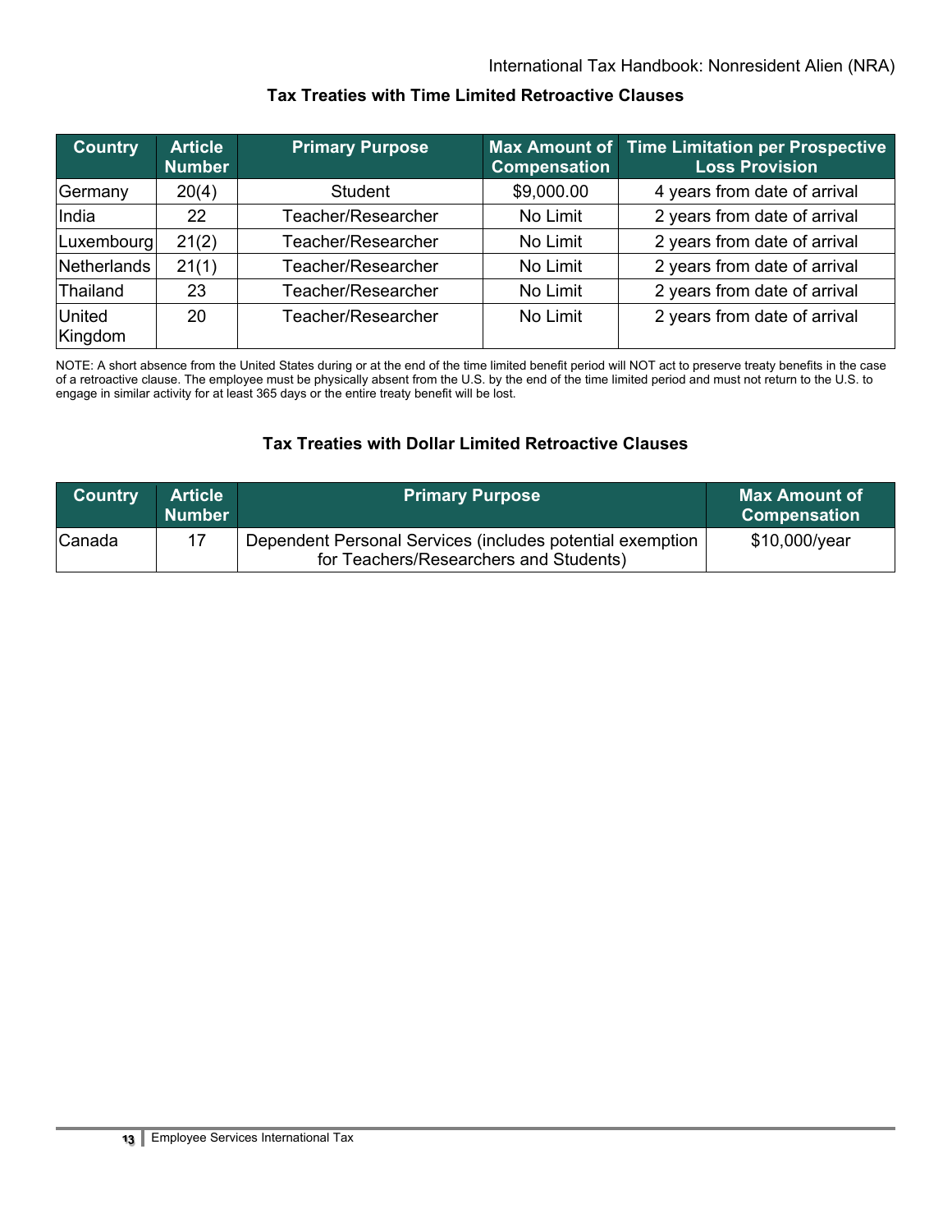## Tax Treaties with Time Limited Retroactive Clauses

| Country | Article Number | Primary Purpose | Max Amount of Compensation | Time Limitation per Prospective Loss Provision |
|---|---|---|---|---|
| Germany | 20(4) | Student | $9,000.00 | 4 years from date of arrival |
| India | 22 | Teacher/Researcher | No Limit | 2 years from date of arrival |
| Luxembourg | 21(2) | Teacher/Researcher | No Limit | 2 years from date of arrival |
| Netherlands | 21(1) | Teacher/Researcher | No Limit | 2 years from date of arrival |
| Thailand | 23 | Teacher/Researcher | No Limit | 2 years from date of arrival |
| United Kingdom | 20 | Teacher/Researcher | No Limit | 2 years from date of arrival |

NOTE: A short absence from the United States during or at the end of the time limited benefit period will NOT act to preserve treaty benefits in the case of a retroactive clause. The employee must be physically absent from the U.S. by the end of the time limited period and must not return to the U.S. to engage in similar activity for at least 365 days or the entire treaty benefit will be lost.

## Tax Treaties with Dollar Limited Retroactive Clauses

| Country | Article Number | Primary Purpose | Max Amount of Compensation |
|---|---|---|---|
| Canada | 17 | Dependent Personal Services (includes potential exemption for Teachers/Researchers and Students) | $10,000/year |